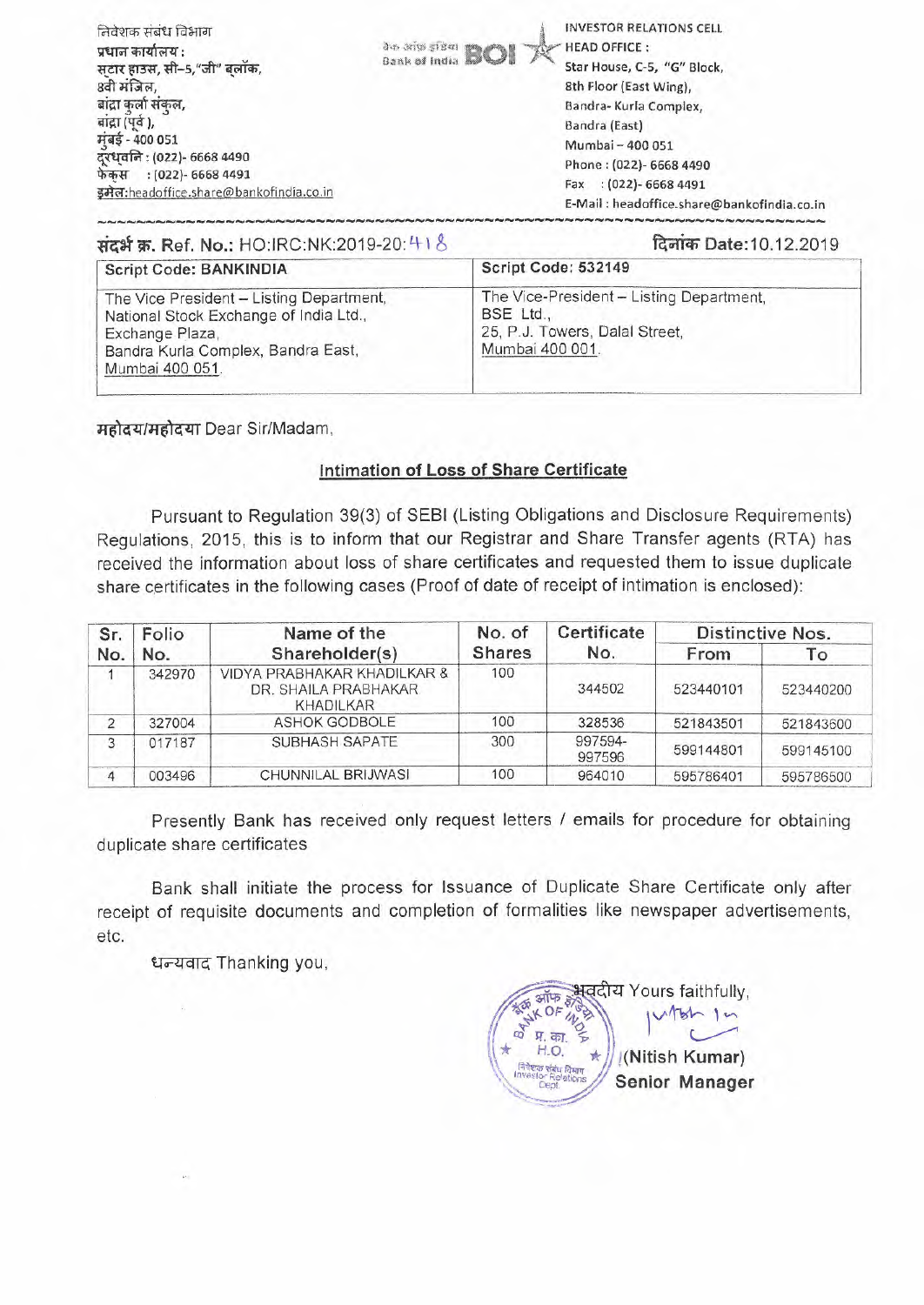निवेशक संबंध विभाग
प्रधान कार्यालय :
स्टार हाउस, सी–5,"जी" ब्लॉक,
8वी मंजिल,
बांद्रा कुर्ला संकुल,
बांद्रा (पूर्व ),
मुंबई - 400 051
दूरध्वनि : (022)- 6668 4490
फेक्स : (022)- 6668 4491
इमेल:headoffice.share@bankofindia.co.in

बैंक ऑफ इंडिया Bank of India BOI

INVESTOR RELATIONS CELL
HEAD OFFICE :
Star House, C-5, "G" Block,
8th Floor (East Wing),
Bandra- Kurla Complex,
Bandra (East)
Mumbai – 400 051
Phone : (022)- 6668 4490
Fax : (022)- 6668 4491
E-Mail : headoffice.share@bankofindia.co.in

संदर्भ क्र. Ref. No.: HO:IRC:NK:2019-20:418

दिनांक Date:10.12.2019

| Script Code: BANKINDIA | Script Code: 532149 |
|---|---|
| The Vice President – Listing Department, National Stock Exchange of India Ltd., Exchange Plaza, Bandra Kurla Complex, Bandra East, Mumbai 400 051. | The Vice-President – Listing Department, BSE Ltd., 25, P.J. Towers, Dalal Street, Mumbai 400 001. |

महोदय/महोदया Dear Sir/Madam,

## Intimation of Loss of Share Certificate

Pursuant to Regulation 39(3) of SEBI (Listing Obligations and Disclosure Requirements) Regulations, 2015, this is to inform that our Registrar and Share Transfer agents (RTA) has received the information about loss of share certificates and requested them to issue duplicate share certificates in the following cases (Proof of date of receipt of intimation is enclosed):

| Sr. No. | Folio No. | Name of the Shareholder(s) | No. of Shares | Certificate No. | Distinctive Nos. | |
|---|---|---|---|---|---|---|
| | | | | | From | To |
| 1 | 342970 | VIDYA PRABHAKAR KHADILKAR & DR. SHAILA PRABHAKAR KHADILKAR | 100 | 344502 | 523440101 | 523440200 |
| 2 | 327004 | ASHOK GODBOLE | 100 | 328536 | 521843501 | 521843600 |
| 3 | 017187 | SUBHASH SAPATE | 300 | 997594-997596 | 599144801 | 599145100 |
| 4 | 003496 | CHUNNILAL BRIJWASI | 100 | 964010 | 595786401 | 595786500 |

Presently Bank has received only request letters / emails for procedure for obtaining duplicate share certificates

Bank shall initiate the process for Issuance of Duplicate Share Certificate only after receipt of requisite documents and completion of formalities like newspaper advertisements, etc.

धन्यवाद Thanking you,

भवदीय Yours faithfully,

(Nitish Kumar)
Senior Manager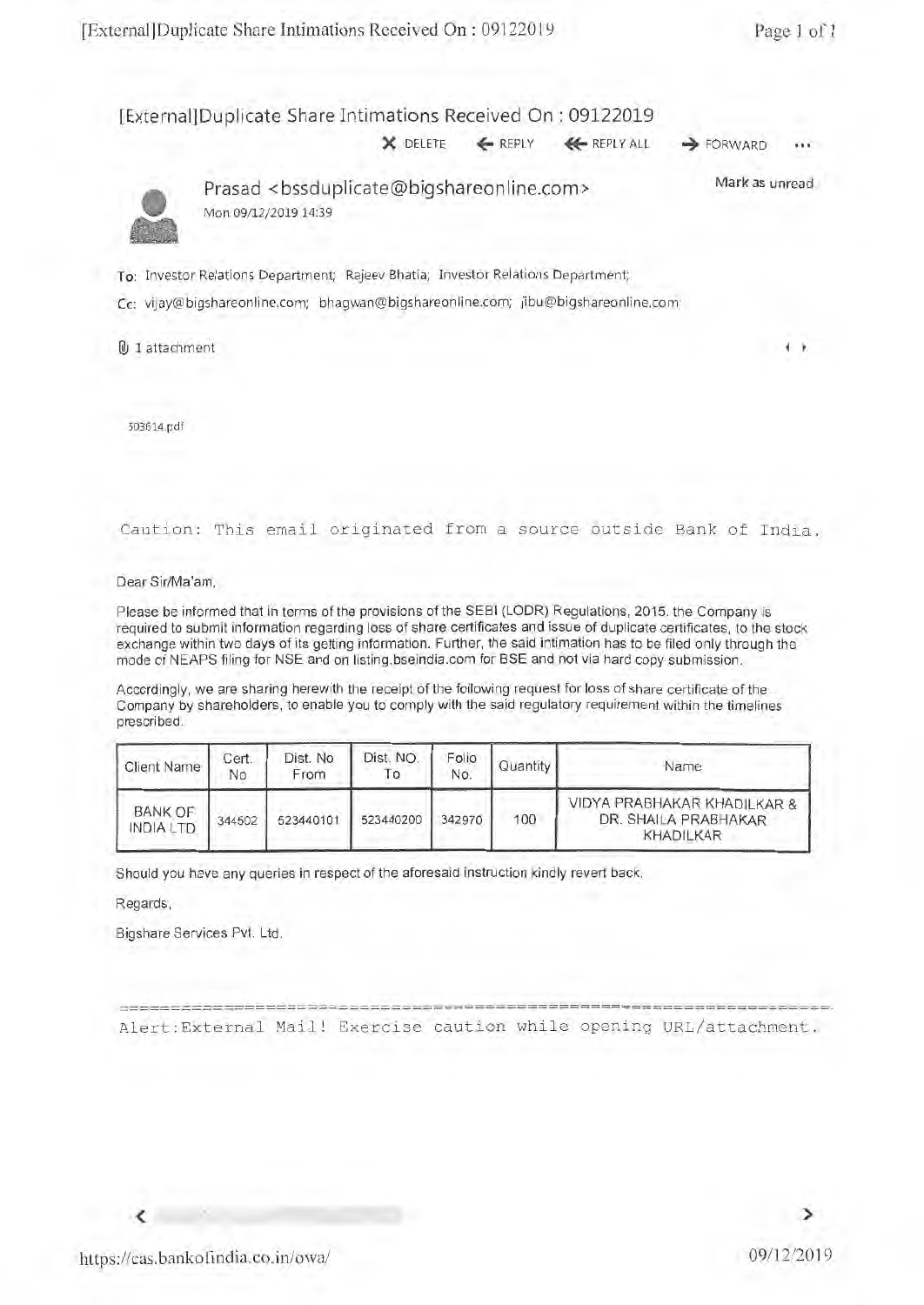# [External]Duplicate Share Intimations Received On : 09122019

DELETE REPLY REPLY ALL FORWARD ...

Prasad <bssduplicate@bigshareonline.com>
Mon 09/12/2019 14:39

Mark as unread

To: Investor Relations Department; Rajeev Bhatia; Investor Relations Department;

Cc: vijay@bigshareonline.com; bhagwan@bigshareonline.com; jibu@bigshareonline.com

1 attachment

503614.pdf

```
Caution: This email originated from a source outside Bank of India.
```

Dear Sir/Ma'am,

Please be informed that in terms of the provisions of the SEBI (LODR) Regulations, 2015, the Company is required to submit information regarding loss of share certificates and issue of duplicate certificates, to the stock exchange within two days of its getting information. Further, the said intimation has to be filed only through the mode of NEAPS filing for NSE and on listing.bseindia.com for BSE and not via hard copy submission.

Accordingly, we are sharing herewith the receipt of the following request for loss of share certificate of the Company by shareholders, to enable you to comply with the said regulatory requirement within the timelines prescribed.

| Client Name | Cert. No | Dist. No From | Dist. NO. To | Folio No. | Quantity | Name |
|---|---|---|---|---|---|---|
| BANK OF INDIA LTD | 344502 | 523440101 | 523440200 | 342970 | 100 | VIDYA PRABHAKAR KHADILKAR & DR. SHAILA PRABHAKAR KHADILKAR |

Should you have any queries in respect of the aforesaid instruction kindly revert back.

Regards,

Bigshare Services Pvt. Ltd.

```
Alert:External Mail! Exercise caution while opening URL/attachment.
```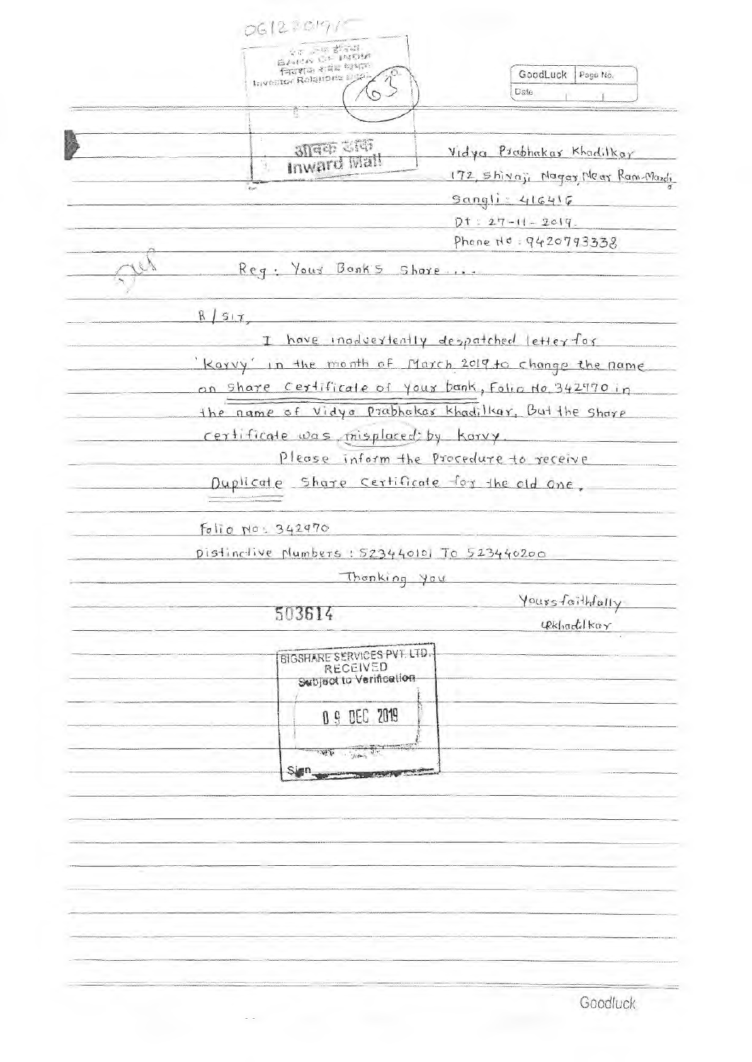06122019

बैंक ऑफ इंडिया
BANK OF INDIA
निवेशक संबंध विभाग
Investor Relations Dept.

63

आवक डाक
Inward Mail

Vidya Prabhakar Khadilkar
172, Shivaji Nagar, Near Ram-Mandir
Sangli : 416416
Dt : 27-11-2019.
Phone No : 9420793338

Reg : Your Bank's Share ...

R/Sir,

I have inadvertently despatched letter for 'Karvy' in the month of March 2019 to change the name on Share Certificate of your bank, Folio No. 342970 in the name of Vidya Prabhakar Khadilkar. But the share certificate was misplaced by Karvy.

Please inform the procedure to receive Duplicate Share Certificate for the old one.

Folio No: 342970

Distinctive Numbers : 523440101 To 523440200

Thanking you

Yours faithfully

VPKhadilkar

503614

BIGSHARE SERVICES PVT. LTD.
RECEIVED
Subject to Verification
09 DEC 2019
Sign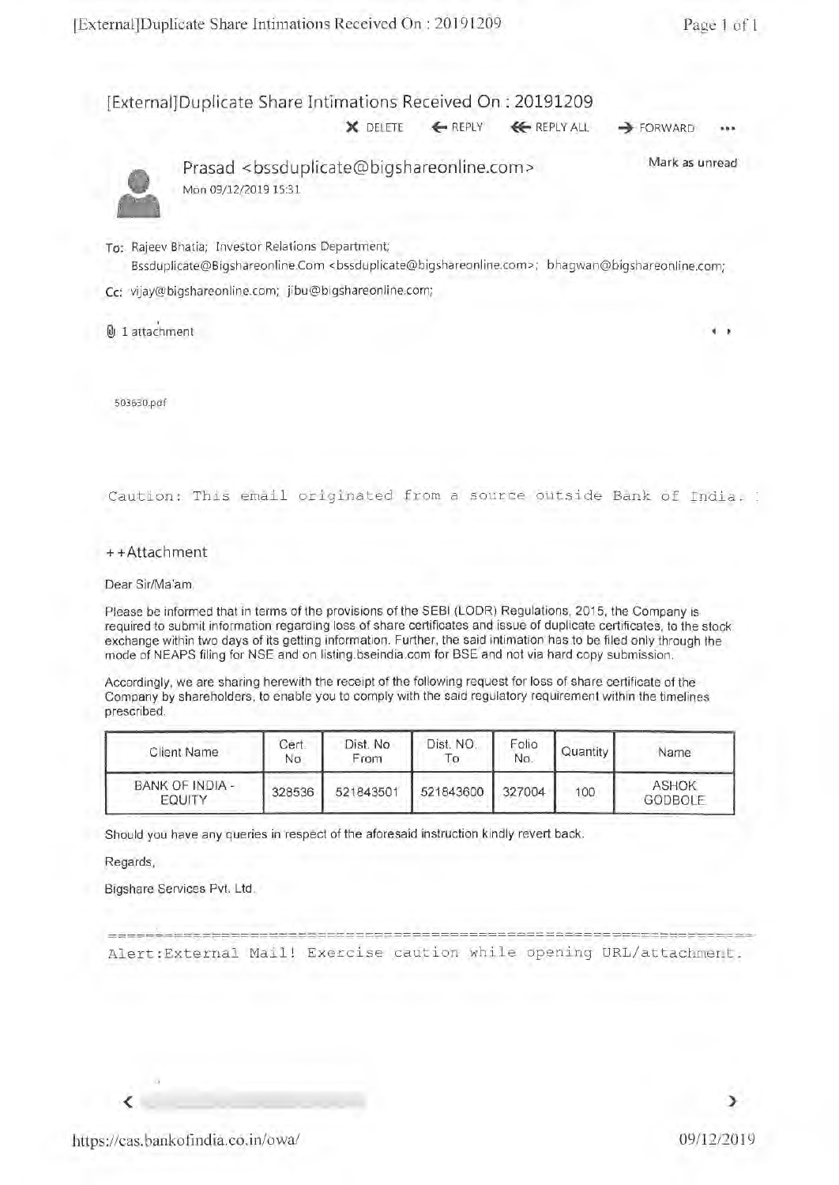# [External]Duplicate Share Intimations Received On : 20191209

DELETE | REPLY | REPLY ALL | FORWARD

Prasad <bssduplicate@bigshareonline.com>
Mon 09/12/2019 15:31

Mark as unread

To: Rajeev Bhatia; Investor Relations Department; Bssduplicate@Bigshareonline.Com <bssduplicate@bigshareonline.com>; bhagwan@bigshareonline.com;

Cc: vijay@bigshareonline.com; jibu@bigshareonline.com;

1 attachment

503630.pdf

```
Caution: This email originated from a source outside Bank of India.
```

++Attachment

Dear Sir/Ma'am,

Please be informed that in terms of the provisions of the SEBI (LODR) Regulations, 2015, the Company is required to submit information regarding loss of share certificates and issue of duplicate certificates, to the stock exchange within two days of its getting information. Further, the said intimation has to be filed only through the mode of NEAPS filing for NSE and on listing.bseindia.com for BSE and not via hard copy submission.

Accordingly, we are sharing herewith the receipt of the following request for loss of share certificate of the Company by shareholders, to enable you to comply with the said regulatory requirement within the timelines prescribed.

| Client Name | Cert. No | Dist. No From | Dist. NO. To | Folio No. | Quantity | Name |
|---|---|---|---|---|---|---|
| BANK OF INDIA - EQUITY | 328536 | 521843501 | 521843600 | 327004 | 100 | ASHOK GODBOLE |

Should you have any queries in respect of the aforesaid instruction kindly revert back.

Regards,

Bigshare Services Pvt. Ltd.

```
Alert:External Mail! Exercise caution while opening URL/attachment.
```

https://cas.bankofindia.co.in/owa/ 09/12/2019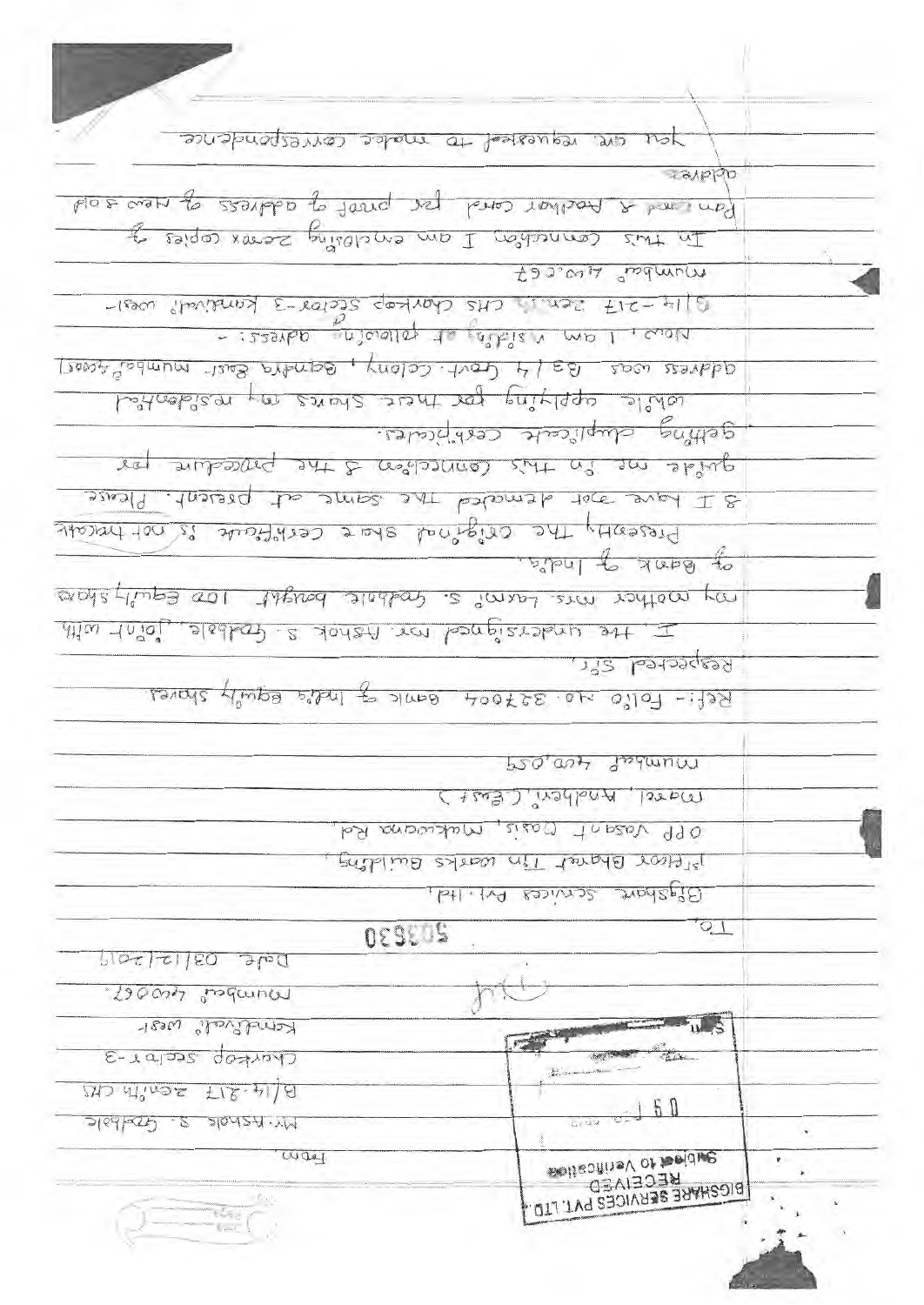From
Mr. Ashok S. Gabale
B/14-217 Zenith CHS
Charkop Sector-3
Kandivali West
Mumbai 400067.

Date 08/12/2017

BIGSHARE SERVICES PVT. LTD.
RECEIVED
Subject to Verification

To,
Bigshare Services Pvt. Ltd.,
1st Floor Bharat Tin Works Building,
Opp Vasant Oasis, Makwana Rd,
Marol, Andheri (East)
Mumbai 400059

Ref:- Folio No. 327004 Bank of India equity shares

Respected Sir,

I, the undersigned Mr. Ashok S. Gabale, joint with my mother Mrs. Laxmi S. Gabale bought 100 equity shares of Bank of India.

Presently the original share certificate is not traceable & I have not demated the same at present. Please guide me in this connection & the procedure for getting duplicate certificates.

While applying for these shares my residential address was B3/4 Govt. Colony, Bandra East Mumbai 400051

Now, I am residing at following adress:-
B/14-217 Zenith CHS Charkop Sector-3 Kandivali West-Mumbai 400.067

In this connection I am enclosing Zerox copies of Pan card & Aadhar card for proof of address of new & old address

You are requested to make correspondence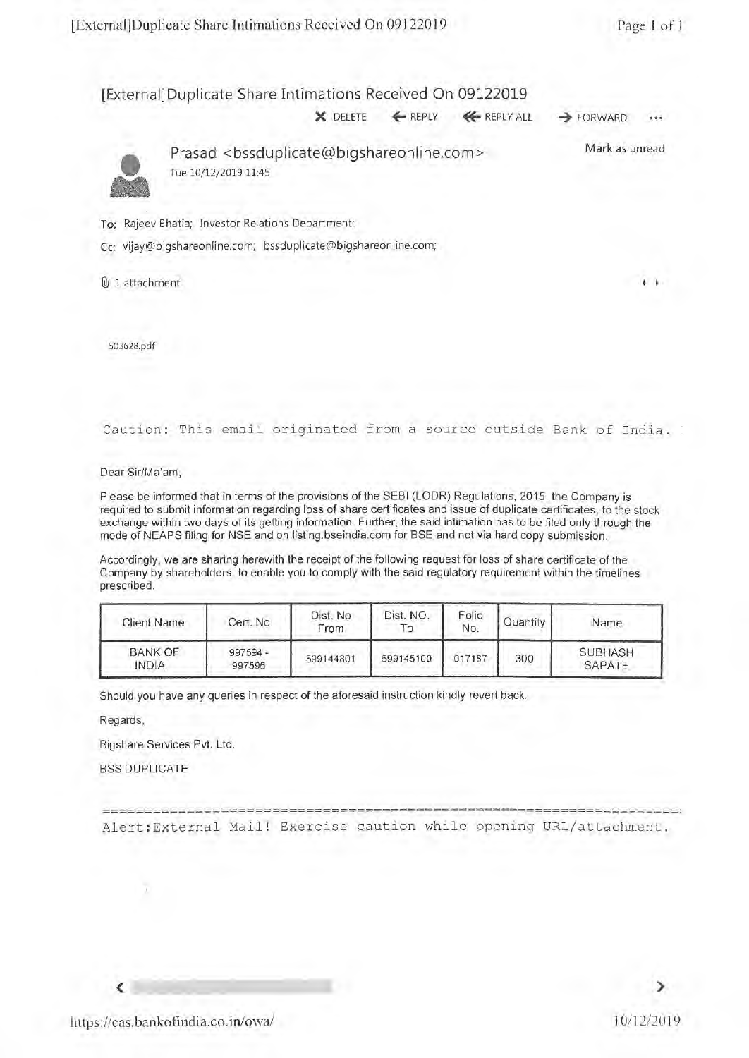# [External]Duplicate Share Intimations Received On 09122019

X DELETE ← REPLY ≪ REPLY ALL → FORWARD ...

Prasad <bssduplicate@bigshareonline.com>
Tue 10/12/2019 11:45

Mark as unread

**To:** Rajeev Bhatia; Investor Relations Department;

**Cc:** vijay@bigshareonline.com; bssduplicate@bigshareonline.com;

1 attachment

503628.pdf

```
Caution: This email originated from a source outside Bank of India.
```

Dear Sir/Ma'am,

Please be informed that in terms of the provisions of the SEBI (LODR) Regulations, 2015, the Company is required to submit information regarding loss of share certificates and issue of duplicate certificates, to the stock exchange within two days of its getting information. Further, the said intimation has to be filed only through the mode of NEAPS filing for NSE and on listing.bseindia.com for BSE and not via hard copy submission.

Accordingly, we are sharing herewith the receipt of the following request for loss of share certificate of the Company by shareholders, to enable you to comply with the said regulatory requirement within the timelines prescribed.

| Client Name | Cert. No | Dist. No From | Dist. NO. To | Folio No. | Quantity | Name |
|---|---|---|---|---|---|---|
| BANK OF INDIA | 997594 - 997596 | 599144801 | 599145100 | 017187 | 300 | SUBHASH SAPATE |

Should you have any queries in respect of the aforesaid instruction kindly revert back.

Regards,

Bigshare Services Pvt. Ltd.

BSS DUPLICATE

```
Alert:External Mail! Exercise caution while opening URL/attachment.
```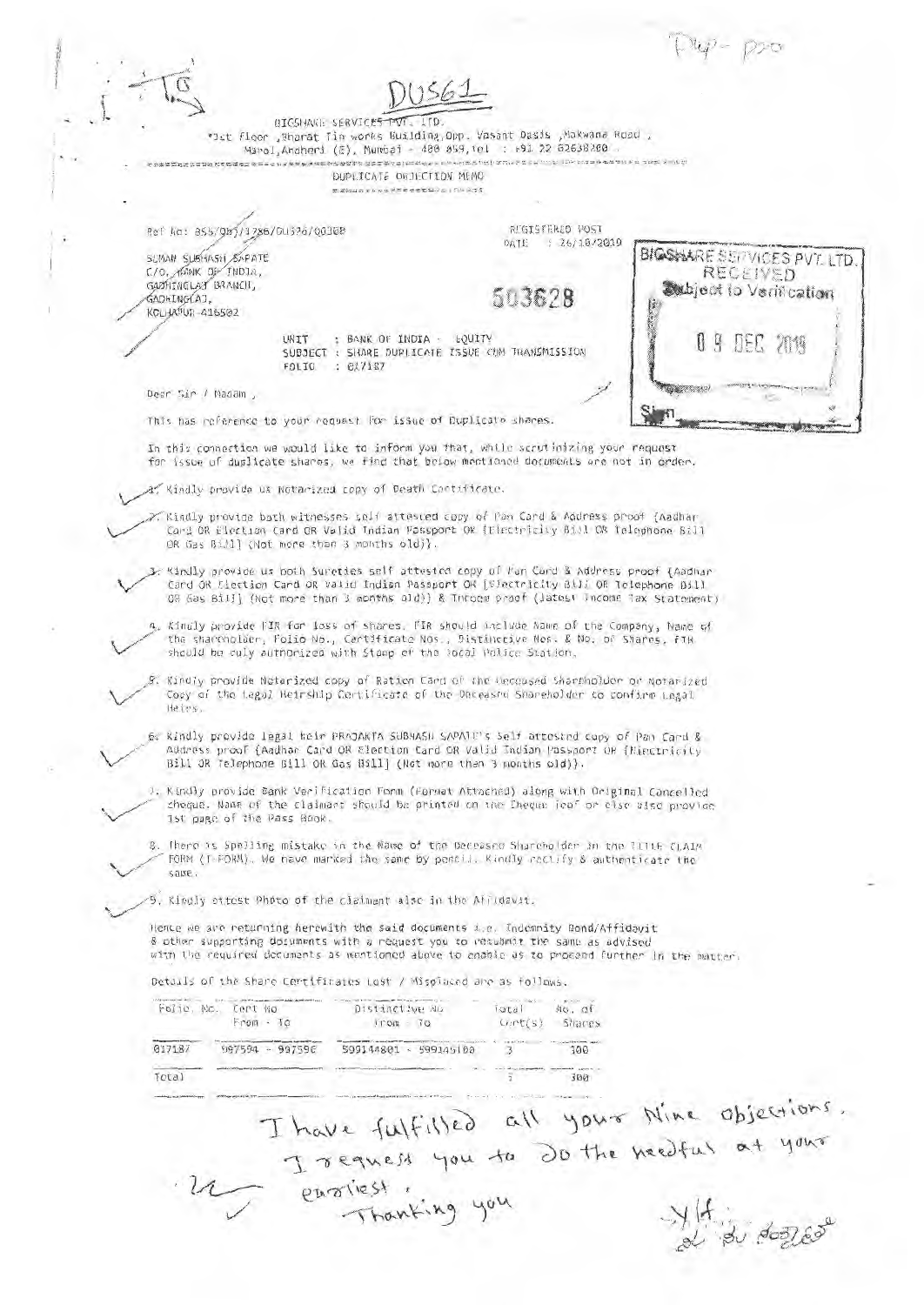Dup - pro

DUS61

BIGSHARE SERVICES PVT. LTD.
1st floor ,Bharat Tin works Building,Opp. Vasant Oasis ,Makwana Road ,
Marol,Andheri (E), Mumbai - 400 059,Tel : +91 22 62638200 .

DUPLICATE OBJECTION MEMO

Ref No: BSS/DB/1786/DUS26/00308

REGISTERED POST
DATE : 26/10/2019

SUMAN SUBHASH SAPATE
C/O, BANK OF INDIA,
GADHINGLAJ BRANCH,
GADHINGLAJ,
KOLHAPUR-416502

503628

BIGSHARE SERVICES PVT. LTD.
RECEIVED
Subject to Verification
0 9 DEC 2019
Sign

UNIT : BANK OF INDIA - EQUITY
SUBJECT : SHARE DUPLICATE ISSUE CUM TRANSMISSION
FOLIO : 017187

Dear Sir / Madam ,

This has reference to your request for issue of Duplicate shares.

In this connection we would like to inform you that, while scrutinizing your request for issue of duplicate shares, we find that below mentioned documents are not in order.

1. Kindly provide us Notarized copy of Death Certificate.

2. Kindly provide both witnesses self attested copy of Pan Card & Address proof {Aadhar Card OR Election Card OR Valid Indian Passport OR [Electricity Bill OR Telephone Bill OR Gas Bill] (Not more than 3 months old)}.

3. Kindly provide us both Sureties self attested copy of Pan Card & Address proof {Aadhar Card OR Election Card OR Valid Indian Passport OR [Electricity Bill OR Telephone Bill OR Gas Bill] (Not more than 3 months old)} & Income proof (latest Income Tax Statement)

4. Kindly provide FIR for loss of shares. FIR should include Name of the Company, Name of the shareholder, Folio No., Certificate Nos., Distinctive Nos. & No. of Shares. FIR should be duly authorized with Stamp of the local Police Station.

5. Kindly provide Notarized copy of Ration Card of the Deceased Shareholder or Notarized Copy of the Legal Heirship Certificate of the Deceased Shareholder to confirm Legal Heirs.

6. Kindly provide legal heir PRAJAKTA SUBHASH SAPATE's Self attested copy of Pan Card & Address proof {Aadhar Card OR Election Card OR Valid Indian Passport OR [Electricity Bill OR Telephone Bill OR Gas Bill] (Not more than 3 months old)}.

7. Kindly provide Bank Verification Form (Format Attached) along with Original Cancelled cheque. Name of the claimant should be printed on the Cheque leaf or else also provide 1st page of the Pass Book.

8. There is Spelling mistake in the Name of the Deceased Shareholder in the TITLE CLAIM FORM (T-FORM). We have marked the same by pencil. Kindly rectify & authenticate the same.

9. Kindly attest Photo of the claimant also in the Affidavit.

Hence we are returning herewith the said documents i.e. Indemnity Bond/Affidavit & other supporting documents with a request you to resubmit the same as advised with the required documents as mentioned above to enable us to proceed further in the matter.

Details of the Share Certificates Lost / Misplaced are as follows.

| Folio No. | Cert No From - To | Distinctive No From - To | Total Cert(s) | No. of Shares |
|---|---|---|---|---|
| 017187 | 997594 - 997596 | 599144801 - 599145100 | 3 | 300 |
| Total | | | 3 | 300 |

I have fulfilled all your Nine objections.
I request you to do the needful at your earliest.
Thanking you

Y/f.
S. S. Sapate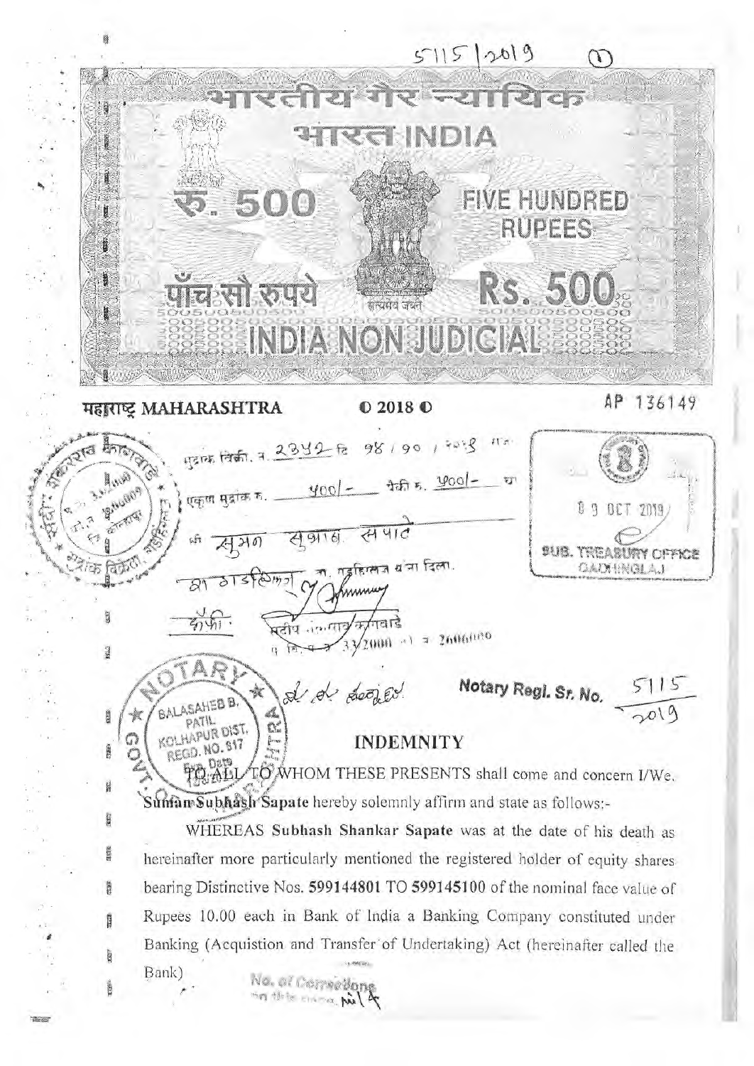5115/2019 ①

भारतीय गैर न्यायिक

भारत INDIA

रु. 500 FIVE HUNDRED RUPEES

पाँच सौ रुपये Rs. 500

सत्यमेव जयते

INDIA NON JUDICIAL

महाराष्ट्र MAHARASHTRA © 2018 © AP 136149

मुद्रांक विक्री. न. 2342 दि 98/90/2019

एकूण मुद्रांक रु. 400/- येथे रु. 400/-

श्री सुमन सुभाष सपाटे

रा गडहिंग्लज ता. गडहिंग्लज यांना दिला.

संदीप अनंतराव कांबळे

परवाना क्र 33/2000

09 OCT 2019

SUB. TREASURY OFFICE GADHINGLAJ

NOTARY BALASAHEB B. PATIL KOLHAPUR DIST. REGD. NO. 817 GOVT. OF MAHARASHTRA

Notary Regl. Sr. No. 5115/2019

## INDEMNITY

TO ALL TO WHOM THESE PRESENTS shall come and concern I/We. **Suman Subhash Sapate** hereby solemnly affirm and state as follows:-

WHEREAS **Subhash Shankar Sapate** was at the date of his death as hereinafter more particularly mentioned the registered holder of equity shares bearing Distinctive Nos. **599144801 TO 599145100** of the nominal face value of Rupees 10.00 each in Bank of India a Banking Company constituted under Banking (Acquistion and Transfer of Undertaking) Act (hereinafter called the Bank)

No. of Corrections on this page Nil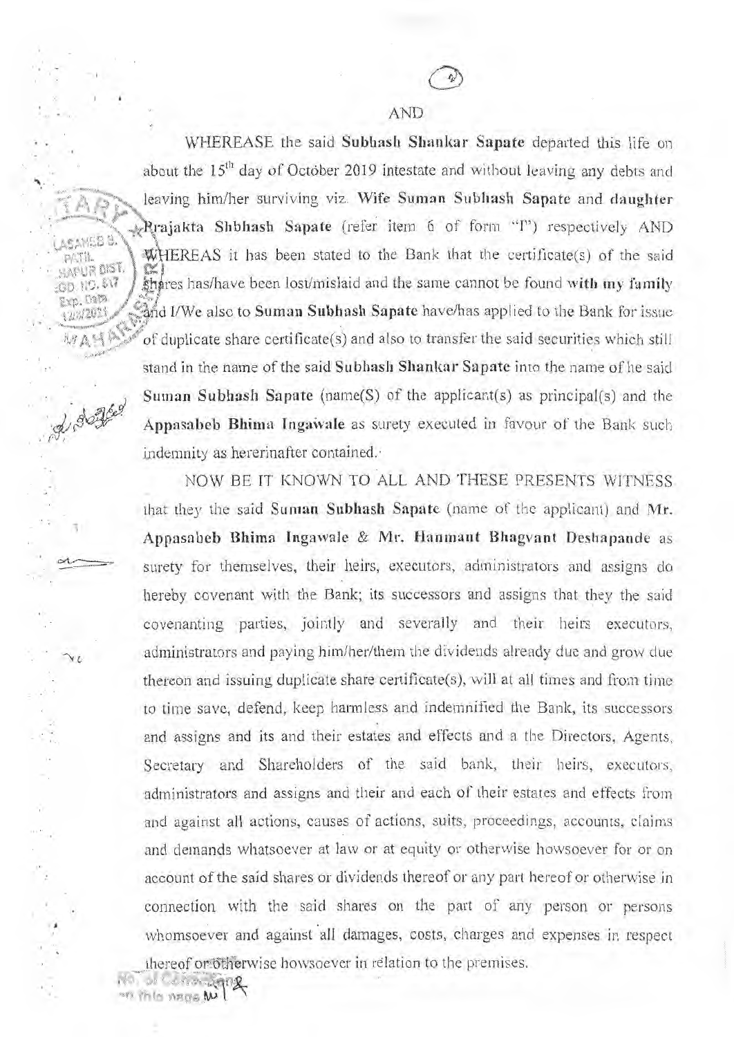AND

WHEREASE the said **Subhash Shankar Sapate** departed this life on about the 15th day of October 2019 intestate and without leaving any debts and leaving him/her surviving viz. **Wife Suman Subhash Sapate** and **daughter Prajakta Shbhash Sapate** (refer item 6 of form "I") respectively AND WHEREAS it has been stated to the Bank that the certificate(s) of the said shares has/have been lost/mislaid and the same cannot be found **with my family** and I/We also to **Suman Subhash Sapate** have/has applied to the Bank for issue of duplicate share certificate(s) and also to transfer the said securities which still stand in the name of the said **Subhash Shankar Sapate** into the name of he said **Suman Subhash Sapate** (name(S) of the applicant(s) as principal(s) and the **Appasabeb Bhima Ingawale** as surety executed in favour of the Bank such indemnity as hererinafter contained.

NOW BE IT KNOWN TO ALL AND THESE PRESENTS WITNESS that they the said **Suman Subhash Sapate** (name of the applicant) and **Mr. Appasabeb Bhima Ingawale** & **Mr. Hanmant Bhagvant Deshapande** as surety for themselves, their heirs, executors, administrators and assigns do hereby covenant with the Bank; its successors and assigns that they the said covenanting parties, jointly and severally and their heirs executors, administrators and paying him/her/them the dividends already due and grow due thereon and issuing duplicate share certificate(s), will at all times and from time to time save, defend, keep harmless and indemnified the Bank, its successors and assigns and its and their estates and effects and a the Directors, Agents, Secretary and Shareholders of the said bank, their heirs, executors, administrators and assigns and their and each of their estates and effects from and against all actions, causes of actions, suits, proceedings, accounts, claims and demands whatsoever at law or at equity or otherwise howsoever for or on account of the said shares or dividends thereof or any part hereof or otherwise in connection with the said shares on the part of any person or persons whomsoever and against all damages, costs, charges and expenses in respect thereof or otherwise howsoever in relation to the premises.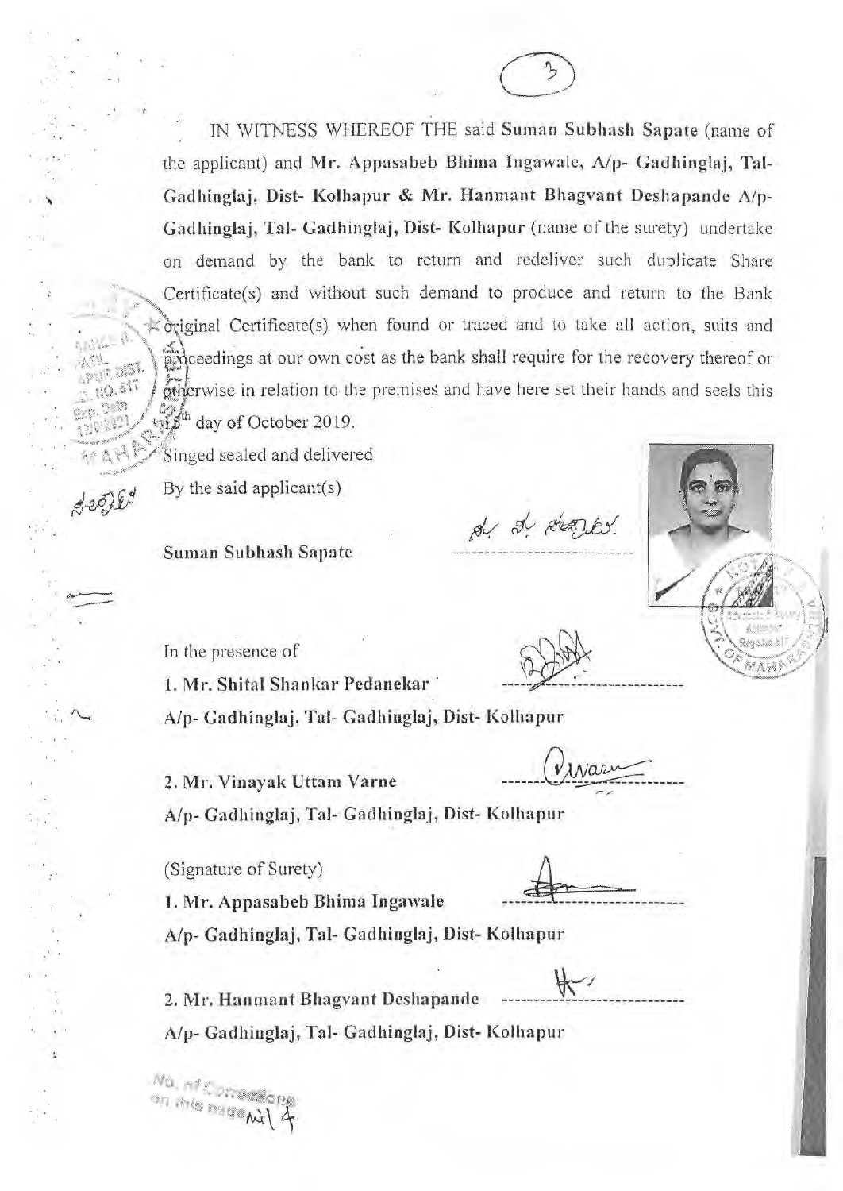IN WITNESS WHEREOF THE said **Suman Subhash Sapate** (name of the applicant) and **Mr. Appasabeb Bhima Ingawale, A/p- Gadhinglaj, Tal- Gadhinglaj, Dist- Kolhapur & Mr. Hanmant Bhagvant Deshapande A/p- Gadhinglaj, Tal- Gadhinglaj, Dist- Kolhapur** (name of the surety) undertake on demand by the bank to return and redeliver such duplicate Share Certificate(s) and without such demand to produce and return to the Bank original Certificate(s) when found or traced and to take all action, suits and proceedings at our own cost as the bank shall require for the recovery thereof or otherwise in relation to the premises and have here set their hands and seals this 15th day of October 2019.

Singed sealed and delivered

By the said applicant(s)

**Suman Subhash Sapate**

In the presence of

**1. Mr. Shital Shankar Pedanekar**

**A/p- Gadhinglaj, Tal- Gadhinglaj, Dist- Kolhapur**

**2. Mr. Vinayak Uttam Varne**

**A/p- Gadhinglaj, Tal- Gadhinglaj, Dist- Kolhapur**

(Signature of Surety)

**1. Mr. Appasabeb Bhima Ingawale**

**A/p- Gadhinglaj, Tal- Gadhinglaj, Dist- Kolhapur**

**2. Mr. Hanmant Bhagvant Deshapande**

**A/p- Gadhinglaj, Tal- Gadhinglaj, Dist- Kolhapur**

No. of Corrections on this page Nil 4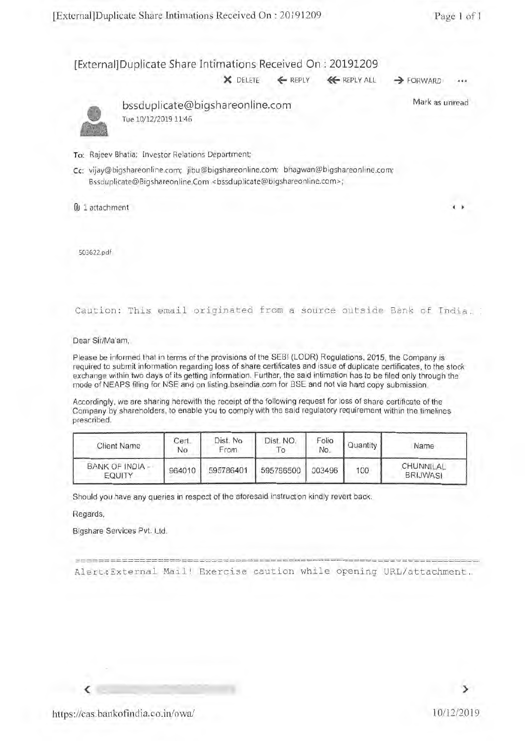# [External]Duplicate Share Intimations Received On : 20191209

DELETE | REPLY | REPLY ALL | FORWARD

**bssduplicate@bigshareonline.com**
Tue 10/12/2019 11:46

Mark as unread

To: Rajeev Bhatia; Investor Relations Department;

Cc: vijay@bigshareonline.com; jibu@bigshareonline.com; bhagwan@bigshareonline.com; Bssduplicate@Bigshareonline.Com <bssduplicate@bigshareonline.com>;

1 attachment

503622.pdf

Caution: This email originated from a source outside Bank of India.

Dear Sir/Ma'am,

Please be informed that in terms of the provisions of the SEBI (LODR) Regulations, 2015, the Company is required to submit information regarding loss of share certificates and issue of duplicate certificates, to the stock exchange within two days of its getting information. Further, the said intimation has to be filed only through the mode of NEAPS filing for NSE and on listing.bseindia.com for BSE and not via hard copy submission.

Accordingly, we are sharing herewith the receipt of the following request for loss of share certificate of the Company by shareholders, to enable you to comply with the said regulatory requirement within the timelines prescribed.

| Client Name | Cert. No | Dist. No From | Dist. NO. To | Folio No. | Quantity | Name |
|---|---|---|---|---|---|---|
| BANK OF INDIA - EQUITY | 964010 | 595786401 | 595786500 | 003496 | 100 | CHUNNILAL BRIJWASI |

Should you have any queries in respect of the aforesaid instruction kindly revert back.

Regards,

Bigshare Services Pvt. Ltd.

Alert:External Mail! Exercise caution while opening URL/attachment.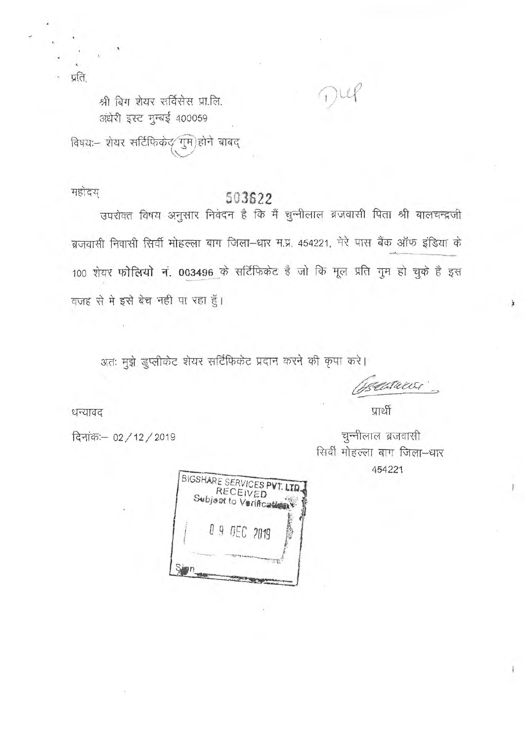प्रति,

श्री बिग शेयर सर्विसेस प्रा.लि.
अंधेरी इस्ट मुम्बई 400059

Dup

विषयः– शेयर सर्टिफिकेट गुम होने बाबद्

महोदय

503622

उपरोक्त विषय अनुसार निवेदन है कि मैं चुन्नीलाल ब्रजवासी पिता श्री बालचन्द्रजी ब्रजवासी निवासी सिर्वी मोहल्ला बाग जिला–धार म.प्र. 454221, मेरे पास बैंक ऑफ इंडिया के 100 शेयर **फोलियो नं. 003496** के सर्टिफिकेट है जो कि मूल प्रति गुम हो चुके है इस वजह से मे इसे बेच नही पा रहा हुँ।

अतः मुझे डुप्लीकेट शेयर सर्टिफिकेट प्रदान करने की कृपा करे।

धन्यावद

दिनांकः– 02/12/2019

प्रार्थी

चुन्नीलाल ब्रजवासी
सिर्वी मोहल्ला बाग जिला–धार
454221

BIGSHARE SERVICES PVT. LTD.
RECEIVED
Subject to Verification
09 DEC 2019
Sign